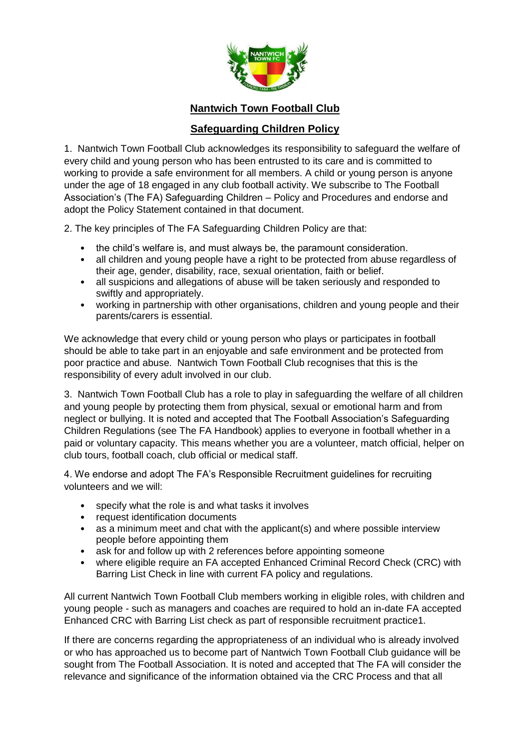# Nantwich Town Football Club

## Safeguarding Children Policy

1. Nantwich Town Football Club acknowledges its responsibility to safeguard the welfare of every child and young person who has been entrusted to its care and is committed to working to provide a safe environment for all members. A child or young person is anyone under the age of 18 engaged in any club football activity. We subscribe to The Football Association's (The FA) Safeguarding Children – Policy and Procedures and endorse and adopt the Policy Statement contained in that document.

2. The key principles of The FA Safeguarding Children Policy are that:

- the child's welfare is, and must always be, the paramount consideration.
- all children and young people have a right to be protected from abuse regardless of their age, gender, disability, race, sexual orientation, faith or belief.
- all suspicions and allegations of abuse will be taken seriously and responded to swiftly and appropriately.
- working in partnership with other organisations, children and young people and their parents/carers is essential.

We acknowledge that every child or young person who plays or participates in football should be able to take part in an enjoyable and safe environment and be protected from poor practice and abuse. Nantwich Town Football Club recognises that this is the responsibility of every adult involved in our club.

3. Nantwich Town Football Club has a role to play in safeguarding the welfare of all children and young people by protecting them from physical, sexual or emotional harm and from neglect or bullying. It is noted and accepted that The Football Association's Safeguarding Children Regulations (see The FA Handbook) applies to everyone in football whether in a paid or voluntary capacity. This means whether you are a volunteer, match official, helper on club tours, football coach, club official or medical staff.

4. We endorse and adopt The FA's Responsible Recruitment guidelines for recruiting volunteers and we will:

- specify what the role is and what tasks it involves
- request identification documents
- as a minimum meet and chat with the applicant(s) and where possible interview people before appointing them
- ask for and follow up with 2 references before appointing someone
- where eligible require an FA accepted Enhanced Criminal Record Check (CRC) with Barring List Check in line with current FA policy and regulations.

All current Nantwich Town Football Club members working in eligible roles, with children and young people - such as managers and coaches are required to hold an in-date FA accepted Enhanced CRC with Barring List check as part of responsible recruitment practice1.

If there are concerns regarding the appropriateness of an individual who is already involved or who has approached us to become part of Nantwich Town Football Club guidance will be sought from The Football Association. It is noted and accepted that The FA will consider the relevance and significance of the information obtained via the CRC Process and that all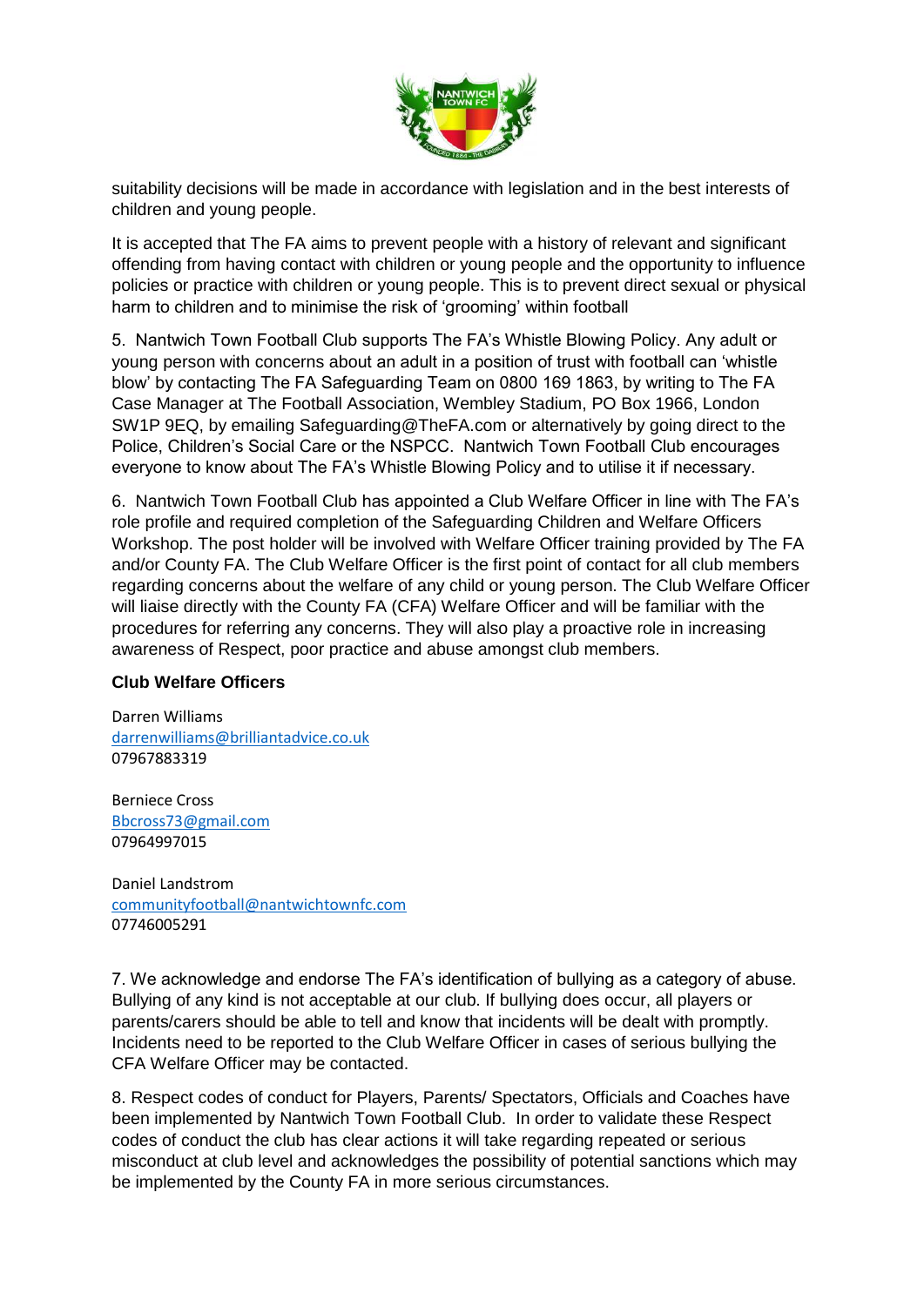suitability decisions will be made in accordance with legislation and in the best interests of children and young people.

It is accepted that The FA aims to prevent people with a history of relevant and significant offending from having contact with children or young people and the opportunity to influence policies or practice with children or young people. This is to prevent direct sexual or physical harm to children and to minimise the risk of 'grooming' within football

5. Nantwich Town Football Club supports The FA's Whistle Blowing Policy. Any adult or young person with concerns about an adult in a position of trust with football can 'whistle blow' by contacting The FA Safeguarding Team on 0800 169 1863, by writing to The FA Case Manager at The Football Association, Wembley Stadium, PO Box 1966, London SW1P 9EQ, by emailing Safeguarding@TheFA.com or alternatively by going direct to the Police, Children's Social Care or the NSPCC. Nantwich Town Football Club encourages everyone to know about The FA's Whistle Blowing Policy and to utilise it if necessary.

6. Nantwich Town Football Club has appointed a Club Welfare Officer in line with The FA's role profile and required completion of the Safeguarding Children and Welfare Officers Workshop. The post holder will be involved with Welfare Officer training provided by The FA and/or County FA. The Club Welfare Officer is the first point of contact for all club members regarding concerns about the welfare of any child or young person. The Club Welfare Officer will liaise directly with the County FA (CFA) Welfare Officer and will be familiar with the procedures for referring any concerns. They will also play a proactive role in increasing awareness of Respect, poor practice and abuse amongst club members.

**Club Welfare Officers**

Darren Williams
darrenwilliams@brilliantadvice.co.uk
07967883319

Berniece Cross
Bbcross73@gmail.com
07964997015

Daniel Landstrom
communityfootball@nantwichtownfc.com
07746005291

7. We acknowledge and endorse The FA's identification of bullying as a category of abuse. Bullying of any kind is not acceptable at our club. If bullying does occur, all players or parents/carers should be able to tell and know that incidents will be dealt with promptly. Incidents need to be reported to the Club Welfare Officer in cases of serious bullying the CFA Welfare Officer may be contacted.

8. Respect codes of conduct for Players, Parents/ Spectators, Officials and Coaches have been implemented by Nantwich Town Football Club. In order to validate these Respect codes of conduct the club has clear actions it will take regarding repeated or serious misconduct at club level and acknowledges the possibility of potential sanctions which may be implemented by the County FA in more serious circumstances.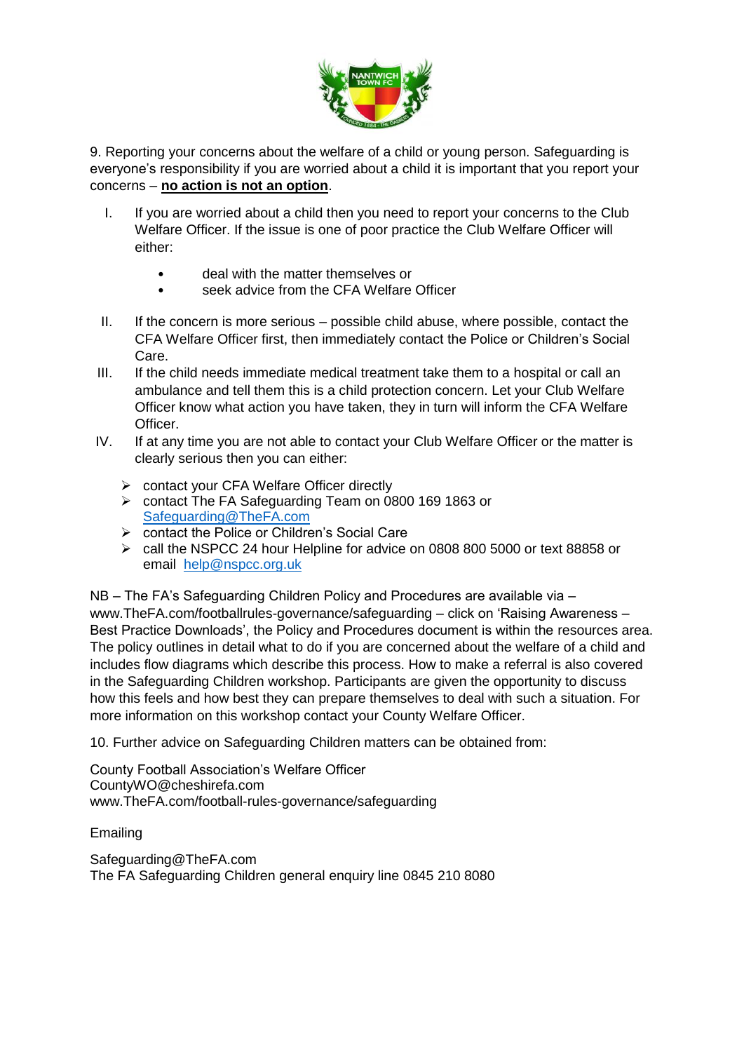9. Reporting your concerns about the welfare of a child or young person. Safeguarding is everyone's responsibility if you are worried about a child it is important that you report your concerns – **no action is not an option**.

I. If you are worried about a child then you need to report your concerns to the Club Welfare Officer. If the issue is one of poor practice the Club Welfare Officer will either:

- deal with the matter themselves or
- seek advice from the CFA Welfare Officer

II. If the concern is more serious – possible child abuse, where possible, contact the CFA Welfare Officer first, then immediately contact the Police or Children's Social Care.

III. If the child needs immediate medical treatment take them to a hospital or call an ambulance and tell them this is a child protection concern. Let your Club Welfare Officer know what action you have taken, they in turn will inform the CFA Welfare Officer.

IV. If at any time you are not able to contact your Club Welfare Officer or the matter is clearly serious then you can either:

- contact your CFA Welfare Officer directly
- contact The FA Safeguarding Team on 0800 169 1863 or Safeguarding@TheFA.com
- contact the Police or Children's Social Care
- call the NSPCC 24 hour Helpline for advice on 0808 800 5000 or text 88858 or email help@nspcc.org.uk

NB – The FA's Safeguarding Children Policy and Procedures are available via – www.TheFA.com/footballrules-governance/safeguarding – click on 'Raising Awareness – Best Practice Downloads', the Policy and Procedures document is within the resources area. The policy outlines in detail what to do if you are concerned about the welfare of a child and includes flow diagrams which describe this process. How to make a referral is also covered in the Safeguarding Children workshop. Participants are given the opportunity to discuss how this feels and how best they can prepare themselves to deal with such a situation. For more information on this workshop contact your County Welfare Officer.

10. Further advice on Safeguarding Children matters can be obtained from:

County Football Association's Welfare Officer
CountyWO@cheshirefa.com
www.TheFA.com/football-rules-governance/safeguarding

Emailing

Safeguarding@TheFA.com
The FA Safeguarding Children general enquiry line 0845 210 8080